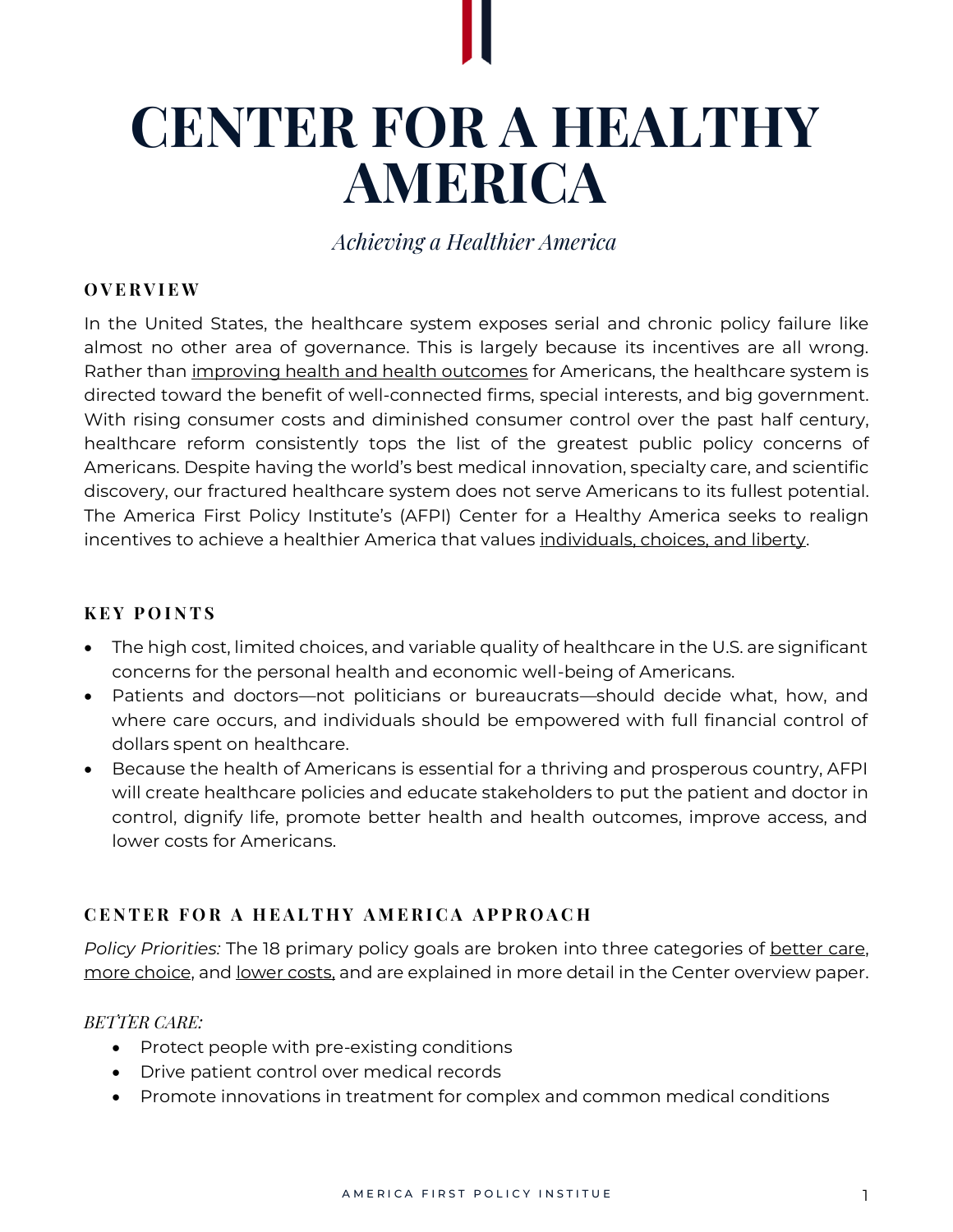# CENTER FOR A HEALTHY AMERICA

*Achieving a Healthier America*

## OVERVIEW

In the United States, the healthcare system exposes serial and chronic policy failure like almost no other area of governance. This is largely because its incentives are all wrong. Rather than improving health and health outcomes for Americans, the healthcare system is directed toward the benefit of well-connected firms, special interests, and big government. With rising consumer costs and diminished consumer control over the past half century, healthcare reform consistently tops the list of the greatest public policy concerns of Americans. Despite having the world's best medical innovation, specialty care, and scientific discovery, our fractured healthcare system does not serve Americans to its fullest potential. The America First Policy Institute's (AFPI) Center for a Healthy America seeks to realign incentives to achieve a healthier America that values individuals, choices, and liberty.

## KEY POINTS

- The high cost, limited choices, and variable quality of healthcare in the U.S. are significant concerns for the personal health and economic well-being of Americans.
- Patients and doctors—not politicians or bureaucrats—should decide what, how, and where care occurs, and individuals should be empowered with full financial control of dollars spent on healthcare.
- Because the health of Americans is essential for a thriving and prosperous country, AFPI will create healthcare policies and educate stakeholders to put the patient and doctor in control, dignify life, promote better health and health outcomes, improve access, and lower costs for Americans.

## CENTER FOR A HEALTHY AMERICA APPROACH

*Policy Priorities:* The 18 primary policy goals are broken into three categories of better care, more choice, and lower costs, and are explained in more detail in the Center overview paper.

*BETTER CARE:*

- Protect people with pre-existing conditions
- Drive patient control over medical records
- Promote innovations in treatment for complex and common medical conditions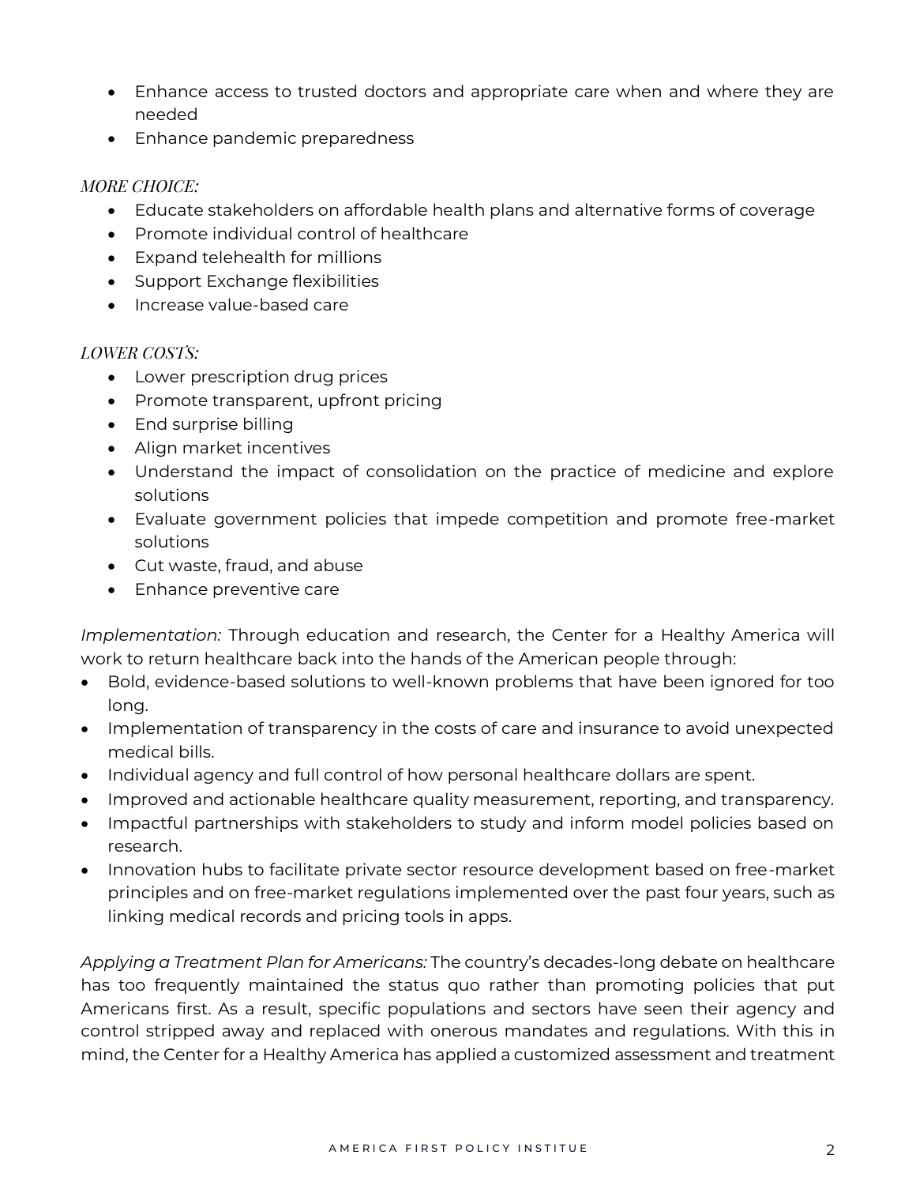- Enhance access to trusted doctors and appropriate care when and where they are needed
- Enhance pandemic preparedness

*MORE CHOICE:*

- Educate stakeholders on affordable health plans and alternative forms of coverage
- Promote individual control of healthcare
- Expand telehealth for millions
- Support Exchange flexibilities
- Increase value-based care

*LOWER COSTS:*

- Lower prescription drug prices
- Promote transparent, upfront pricing
- End surprise billing
- Align market incentives
- Understand the impact of consolidation on the practice of medicine and explore solutions
- Evaluate government policies that impede competition and promote free-market solutions
- Cut waste, fraud, and abuse
- Enhance preventive care

*Implementation:* Through education and research, the Center for a Healthy America will work to return healthcare back into the hands of the American people through:

- Bold, evidence-based solutions to well-known problems that have been ignored for too long.
- Implementation of transparency in the costs of care and insurance to avoid unexpected medical bills.
- Individual agency and full control of how personal healthcare dollars are spent.
- Improved and actionable healthcare quality measurement, reporting, and transparency.
- Impactful partnerships with stakeholders to study and inform model policies based on research.
- Innovation hubs to facilitate private sector resource development based on free-market principles and on free-market regulations implemented over the past four years, such as linking medical records and pricing tools in apps.

*Applying a Treatment Plan for Americans:* The country's decades-long debate on healthcare has too frequently maintained the status quo rather than promoting policies that put Americans first. As a result, specific populations and sectors have seen their agency and control stripped away and replaced with onerous mandates and regulations. With this in mind, the Center for a Healthy America has applied a customized assessment and treatment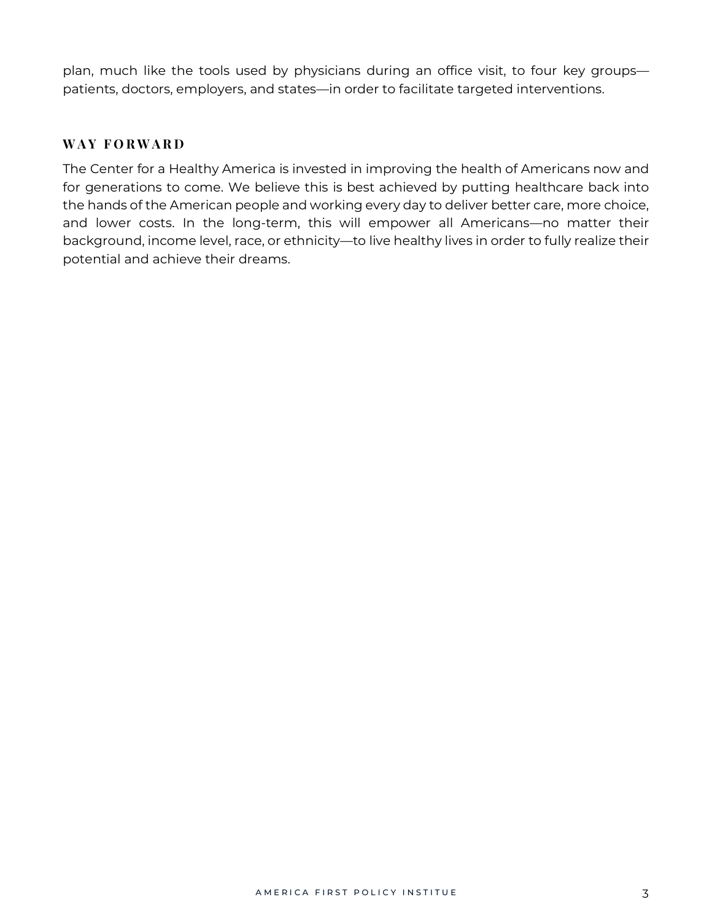plan, much like the tools used by physicians during an office visit, to four key groups—patients, doctors, employers, and states—in order to facilitate targeted interventions.

## WAY FORWARD

The Center for a Healthy America is invested in improving the health of Americans now and for generations to come. We believe this is best achieved by putting healthcare back into the hands of the American people and working every day to deliver better care, more choice, and lower costs. In the long-term, this will empower all Americans—no matter their background, income level, race, or ethnicity—to live healthy lives in order to fully realize their potential and achieve their dreams.